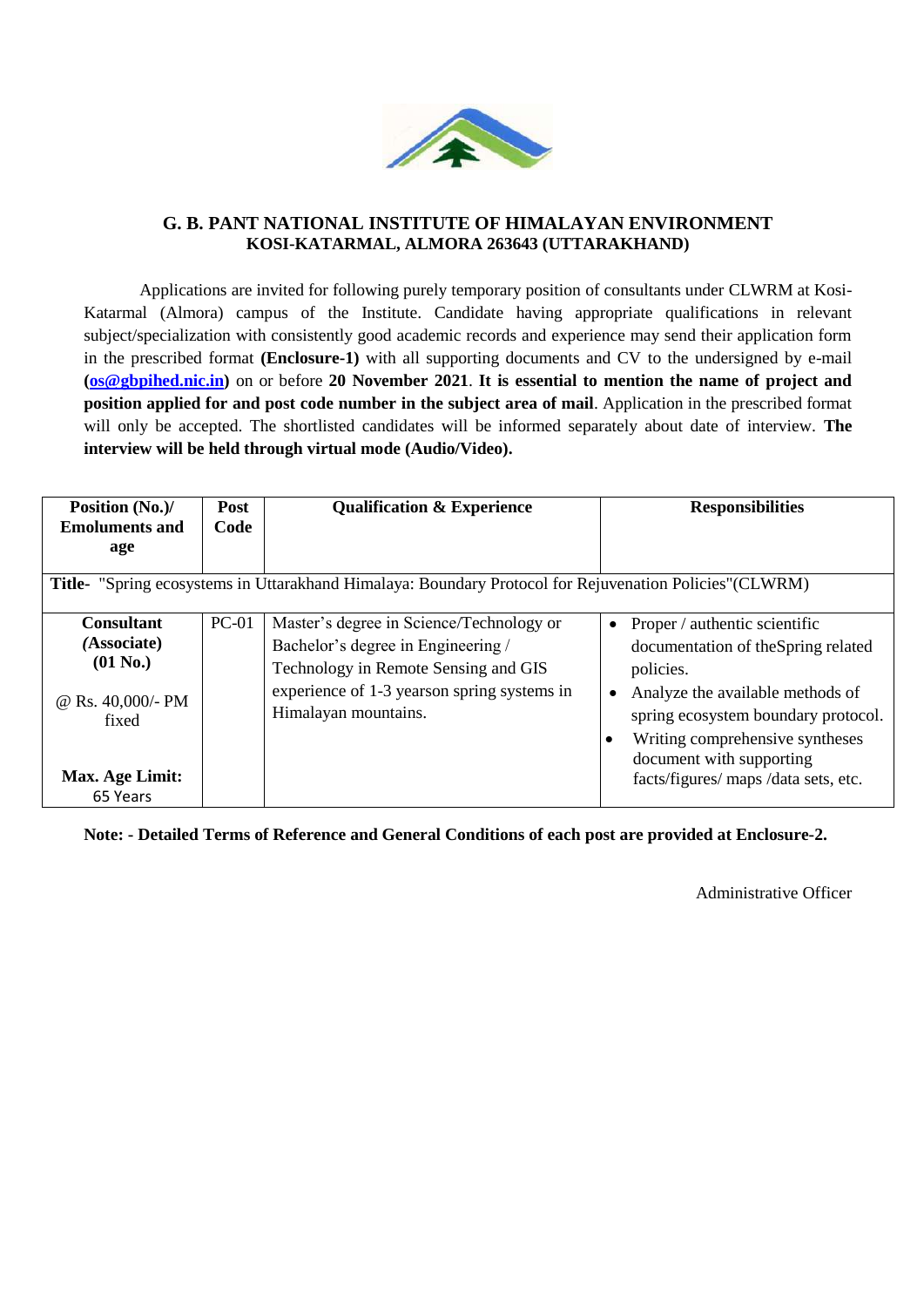# G. B. PANT NATIONAL INSTITUTE OF HIMALAYAN ENVIRONMENT
## KOSI-KATARMAL, ALMORA 263643 (UTTARAKHAND)

Applications are invited for following purely temporary position of consultants under CLWRM at Kosi-Katarmal (Almora) campus of the Institute. Candidate having appropriate qualifications in relevant subject/specialization with consistently good academic records and experience may send their application form in the prescribed format **(Enclosure-1)** with all supporting documents and CV to the undersigned by e-mail **(os@gbpihed.nic.in)** on or before **20 November 2021**. **It is essential to mention the name of project and position applied for and post code number in the subject area of mail**. Application in the prescribed format will only be accepted. The shortlisted candidates will be informed separately about date of interview. **The interview will be held through virtual mode (Audio/Video).**

| **Position (No.)/ Emoluments and age** | **Post Code** | **Qualification & Experience** | **Responsibilities** |
|---|---|---|---|
| **Title-** "Spring ecosystems in Uttarakhand Himalaya: Boundary Protocol for Rejuvenation Policies"(CLWRM) | | | |
| **Consultant *(Associate)* (01 No.)**<br><br>@ Rs. 40,000/- PM fixed<br><br>**Max. Age Limit:** 65 Years | PC-01 | Master's degree in Science/Technology or Bachelor's degree in Engineering / Technology in Remote Sensing and GIS experience of 1-3 yearson spring systems in Himalayan mountains. | • Proper / authentic scientific documentation of theSpring related policies.<br>• Analyze the available methods of spring ecosystem boundary protocol.<br>• Writing comprehensive syntheses document with supporting facts/figures/ maps /data sets, etc. |

**Note: - Detailed Terms of Reference and General Conditions of each post are provided at Enclosure-2.**

Administrative Officer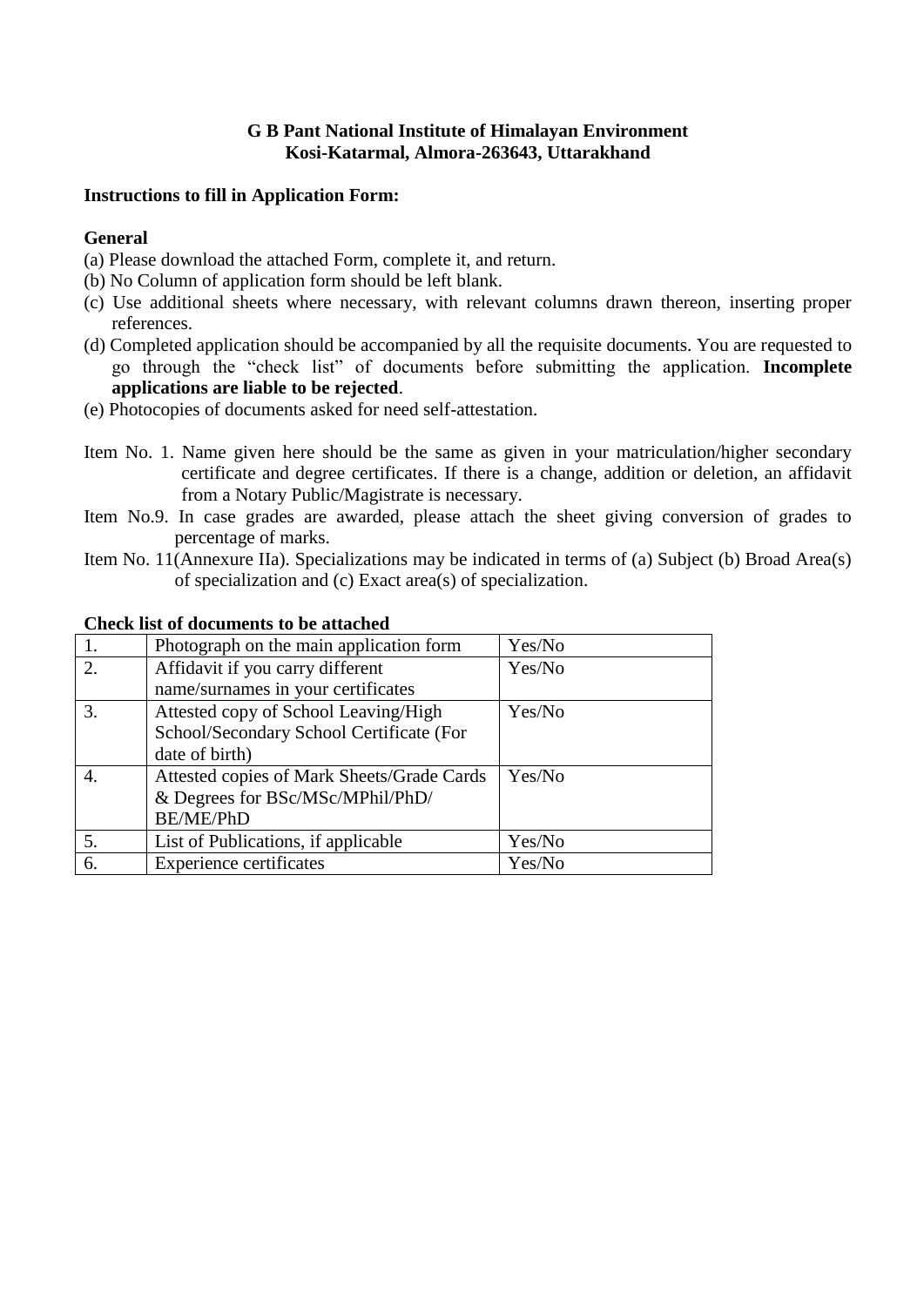**G B Pant National Institute of Himalayan Environment**
**Kosi-Katarmal, Almora-263643, Uttarakhand**

**Instructions to fill in Application Form:**

**General**

(a) Please download the attached Form, complete it, and return.
(b) No Column of application form should be left blank.
(c) Use additional sheets where necessary, with relevant columns drawn thereon, inserting proper references.
(d) Completed application should be accompanied by all the requisite documents. You are requested to go through the "check list" of documents before submitting the application. **Incomplete applications are liable to be rejected**.
(e) Photocopies of documents asked for need self-attestation.

Item No. 1. Name given here should be the same as given in your matriculation/higher secondary certificate and degree certificates. If there is a change, addition or deletion, an affidavit from a Notary Public/Magistrate is necessary.

Item No.9. In case grades are awarded, please attach the sheet giving conversion of grades to percentage of marks.

Item No. 11(Annexure IIa). Specializations may be indicated in terms of (a) Subject (b) Broad Area(s) of specialization and (c) Exact area(s) of specialization.

**Check list of documents to be attached**

| | | |
|---|---|---|
| 1. | Photograph on the main application form | Yes/No |
| 2. | Affidavit if you carry different name/surnames in your certificates | Yes/No |
| 3. | Attested copy of School Leaving/High School/Secondary School Certificate (For date of birth) | Yes/No |
| 4. | Attested copies of Mark Sheets/Grade Cards & Degrees for BSc/MSc/MPhil/PhD/ BE/ME/PhD | Yes/No |
| 5. | List of Publications, if applicable | Yes/No |
| 6. | Experience certificates | Yes/No |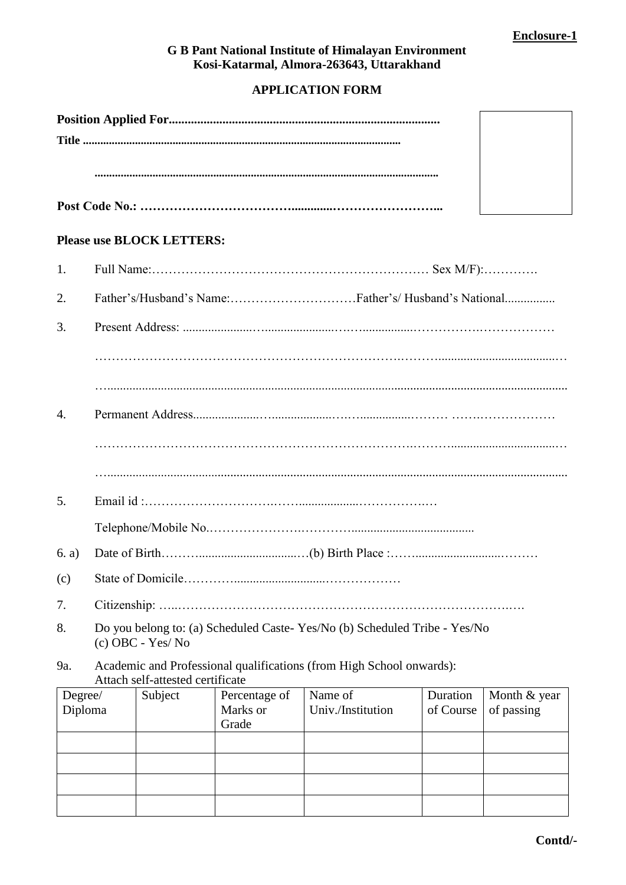**Enclosure-1**

**G B Pant National Institute of Himalayan Environment**
**Kosi-Katarmal, Almora-263643, Uttarakhand**

**APPLICATION FORM**

**Position Applied For.....................................................................................**

**Title ..........................................................................................................**

**..................................................................................................................**

**Post Code No.: ………………………………...........……………………...**

**Please use BLOCK LETTERS:**

1. Full Name:…………………………………………………………… Sex M/F):………….
2. Father's/Husband's Name:…………………………Father's/ Husband's National................
3. Present Address: .....................…......................……................……………….……………
   ………………………………………………………………….………......................................…
   …...............................................................................................................................................
4. Permanent Address....................…...................……................……… ……..………………
   ………………………………………………………………….……...................................…
   …...............................................................................................................................................
5. Email id :……………………….……...................……………..…
   Telephone/Mobile No.…………………..………......................................

6. a) Date of Birth………................................…(b) Birth Place :……..........................………

(c) State of Domicile…………...........................………………

7. Citizenship: …..………………………………………………………………………….….
8. Do you belong to: (a) Scheduled Caste- Yes/No (b) Scheduled Tribe - Yes/No (c) OBC - Yes/ No

9a. Academic and Professional qualifications (from High School onwards): Attach self-attested certificate

| Degree/ Diploma | Subject | Percentage of Marks or Grade | Name of Univ./Institution | Duration of Course | Month & year of passing |
|---|---|---|---|---|---|
| | | | | | |
| | | | | | |
| | | | | | |
| | | | | | |

**Contd/-**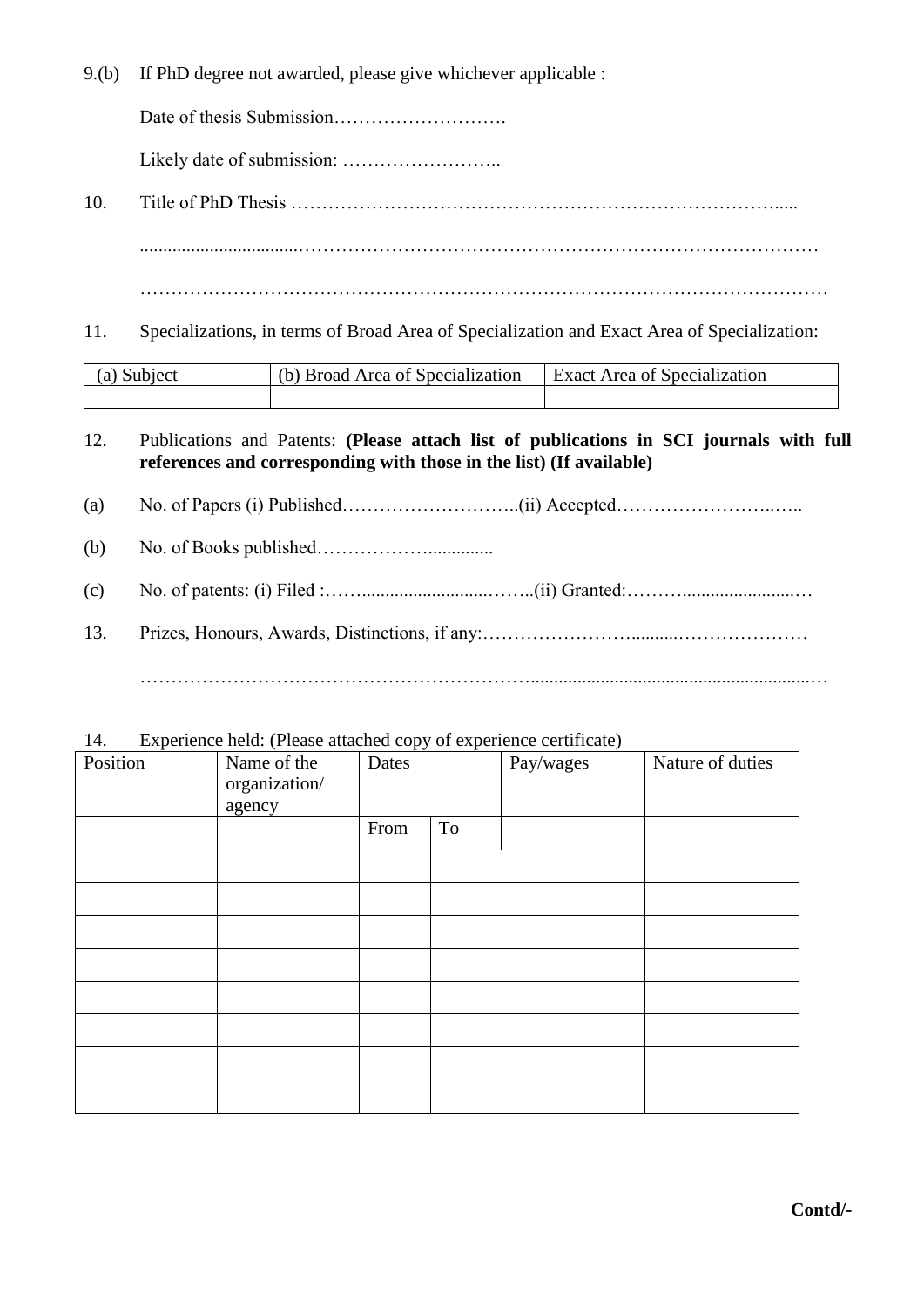9.(b) If PhD degree not awarded, please give whichever applicable :

Date of thesis Submission……………………….

Likely date of submission: ……………………..

10. Title of PhD Thesis …………………………………………………………………….....

..................................……………………………………………………………………………

……………………………………………………………………………………………………

11. Specializations, in terms of Broad Area of Specialization and Exact Area of Specialization:

| (a) Subject | (b) Broad Area of Specialization | Exact Area of Specialization |
|---|---|---|
| | | |

12. Publications and Patents: **(Please attach list of publications in SCI journals with full references and corresponding with those in the list) (If available)**

(a) No. of Papers (i) Published………………………..(ii) Accepted……………………..…..

(b) No. of Books published……………….............

(c) No. of patents: (i) Filed :……..........................……..(ii) Granted:………........................…

13. Prizes, Honours, Awards, Distinctions, if any:……………………..........…………………

……………………………………………………….............................................................…

14. Experience held: (Please attached copy of experience certificate)

| Position | Name of the organization/ agency | Dates | | Pay/wages | Nature of duties |
|---|---|---|---|---|---|
| | | From | To | | |
| | | | | | |
| | | | | | |
| | | | | | |
| | | | | | |
| | | | | | |
| | | | | | |
| | | | | | |
| | | | | | |

**Contd/-**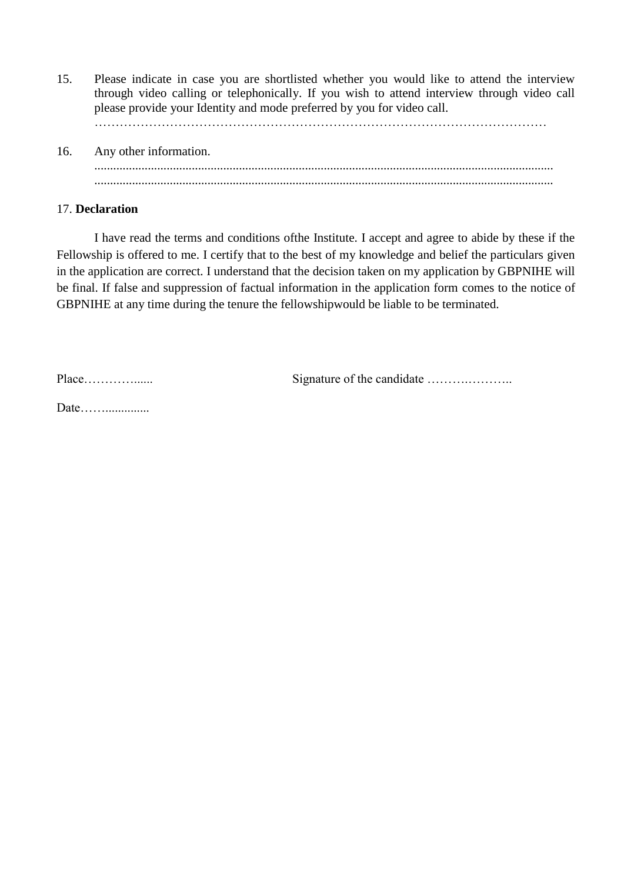15. Please indicate in case you are shortlisted whether you would like to attend the interview through video calling or telephonically. If you wish to attend interview through video call please provide your Identity and mode preferred by you for video call.
    …………………………………………………………………………………………………

16. Any other information.
    ................................................................................................................................................
    ................................................................................................................................................

17. **Declaration**

I have read the terms and conditions ofthe Institute. I accept and agree to abide by these if the Fellowship is offered to me. I certify that to the best of my knowledge and belief the particulars given in the application are correct. I understand that the decision taken on my application by GBPNIHE will be final. If false and suppression of factual information in the application form comes to the notice of GBPNIHE at any time during the tenure the fellowshipwould be liable to be terminated.

Place…………......    Signature of the candidate …………………..

Date…….............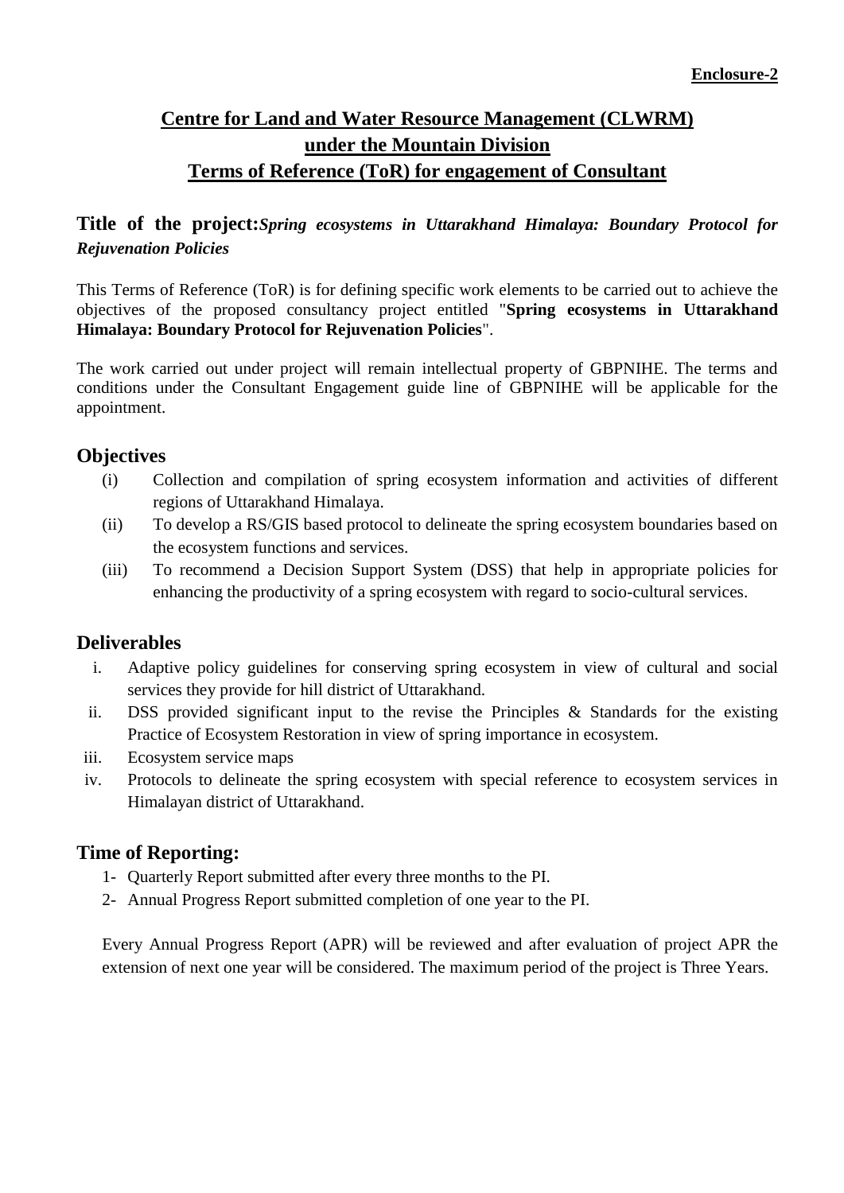**Enclosure-2**

# Centre for Land and Water Resource Management (CLWRM) under the Mountain Division Terms of Reference (ToR) for engagement of Consultant

## Title of the project: *Spring ecosystems in Uttarakhand Himalaya: Boundary Protocol for Rejuvenation Policies*

This Terms of Reference (ToR) is for defining specific work elements to be carried out to achieve the objectives of the proposed consultancy project entitled "**Spring ecosystems in Uttarakhand Himalaya: Boundary Protocol for Rejuvenation Policies**".

The work carried out under project will remain intellectual property of GBPNIHE. The terms and conditions under the Consultant Engagement guide line of GBPNIHE will be applicable for the appointment.

## Objectives

(i) Collection and compilation of spring ecosystem information and activities of different regions of Uttarakhand Himalaya.

(ii) To develop a RS/GIS based protocol to delineate the spring ecosystem boundaries based on the ecosystem functions and services.

(iii) To recommend a Decision Support System (DSS) that help in appropriate policies for enhancing the productivity of a spring ecosystem with regard to socio-cultural services.

## Deliverables

i. Adaptive policy guidelines for conserving spring ecosystem in view of cultural and social services they provide for hill district of Uttarakhand.

ii. DSS provided significant input to the revise the Principles & Standards for the existing Practice of Ecosystem Restoration in view of spring importance in ecosystem.

iii. Ecosystem service maps

iv. Protocols to delineate the spring ecosystem with special reference to ecosystem services in Himalayan district of Uttarakhand.

## Time of Reporting:

1- Quarterly Report submitted after every three months to the PI.

2- Annual Progress Report submitted completion of one year to the PI.

Every Annual Progress Report (APR) will be reviewed and after evaluation of project APR the extension of next one year will be considered. The maximum period of the project is Three Years.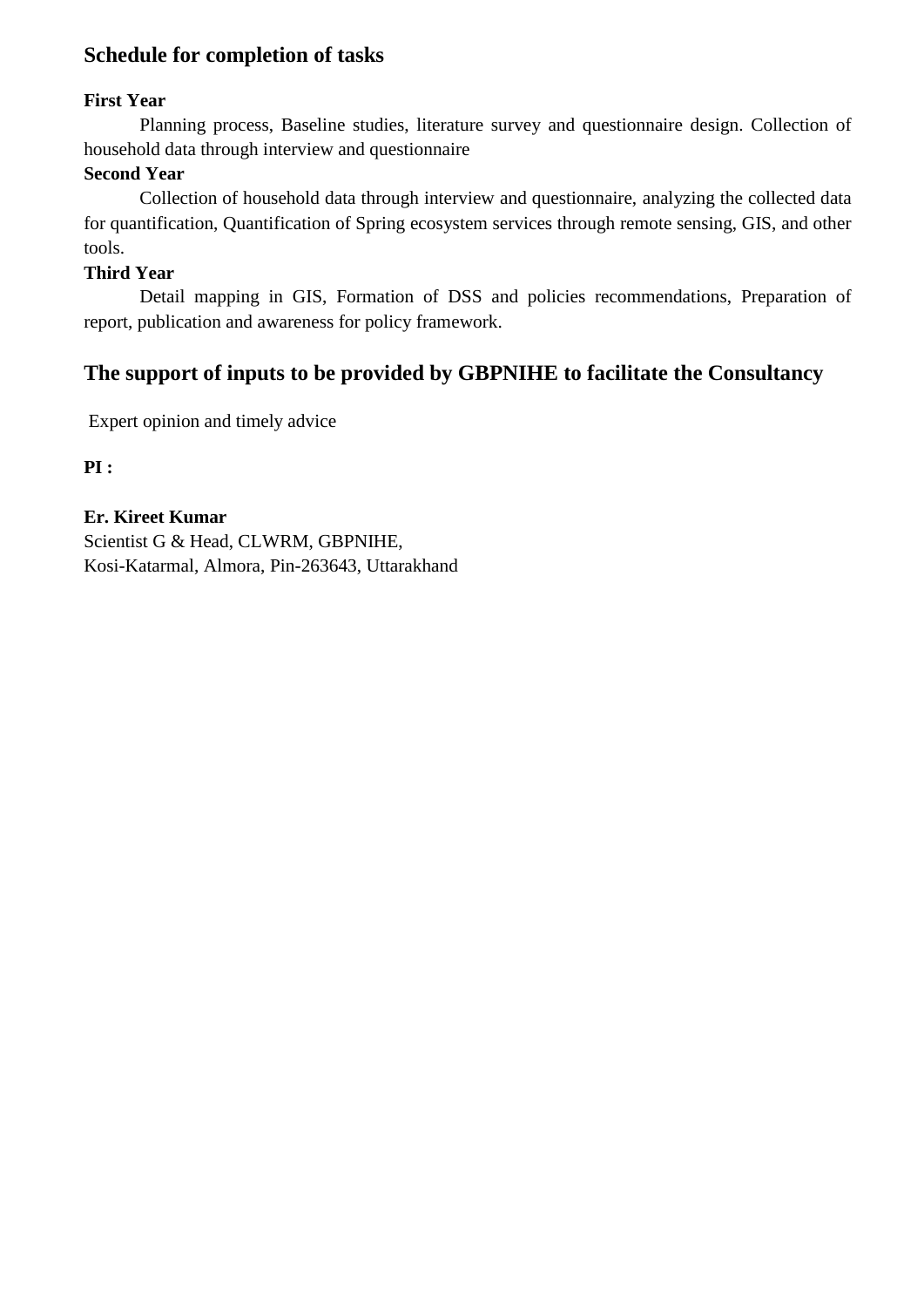## Schedule for completion of tasks

**First Year**

Planning process, Baseline studies, literature survey and questionnaire design. Collection of household data through interview and questionnaire

**Second Year**

Collection of household data through interview and questionnaire, analyzing the collected data for quantification, Quantification of Spring ecosystem services through remote sensing, GIS, and other tools.

**Third Year**

Detail mapping in GIS, Formation of DSS and policies recommendations, Preparation of report, publication and awareness for policy framework.

## The support of inputs to be provided by GBPNIHE to facilitate the Consultancy

Expert opinion and timely advice

**PI :**

**Er. Kireet Kumar**
Scientist G & Head, CLWRM, GBPNIHE,
Kosi-Katarmal, Almora, Pin-263643, Uttarakhand